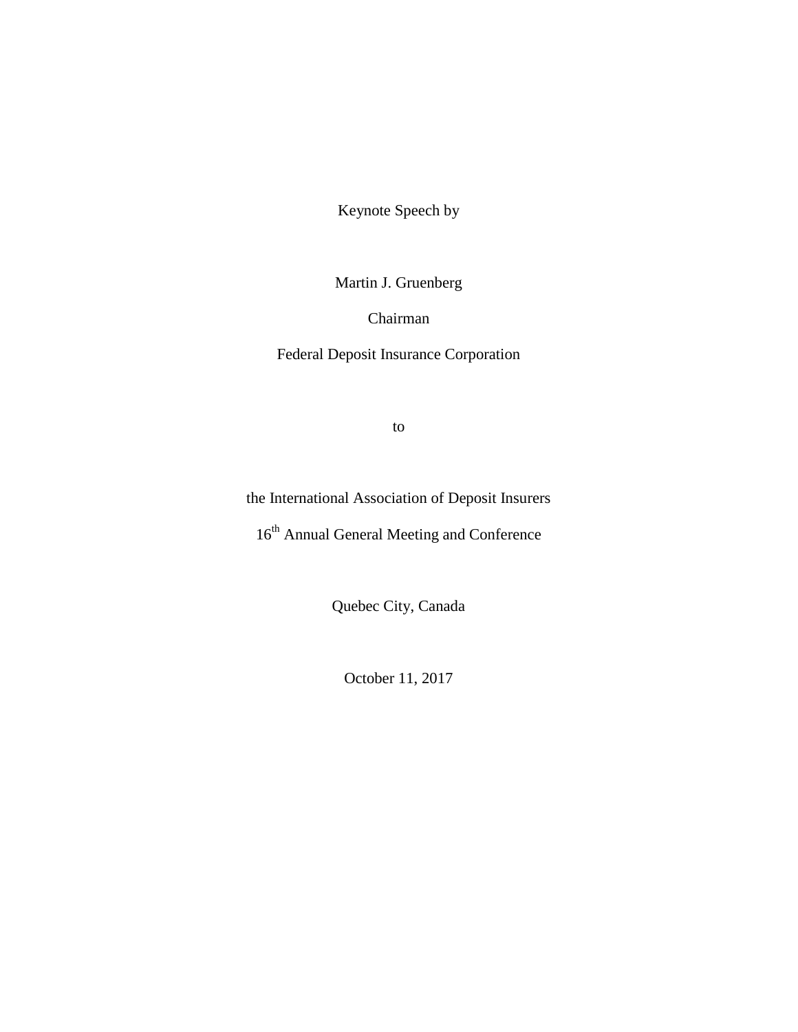Keynote Speech by

Martin J. Gruenberg

Chairman

Federal Deposit Insurance Corporation

to

the International Association of Deposit Insurers

16th Annual General Meeting and Conference

Quebec City, Canada

October 11, 2017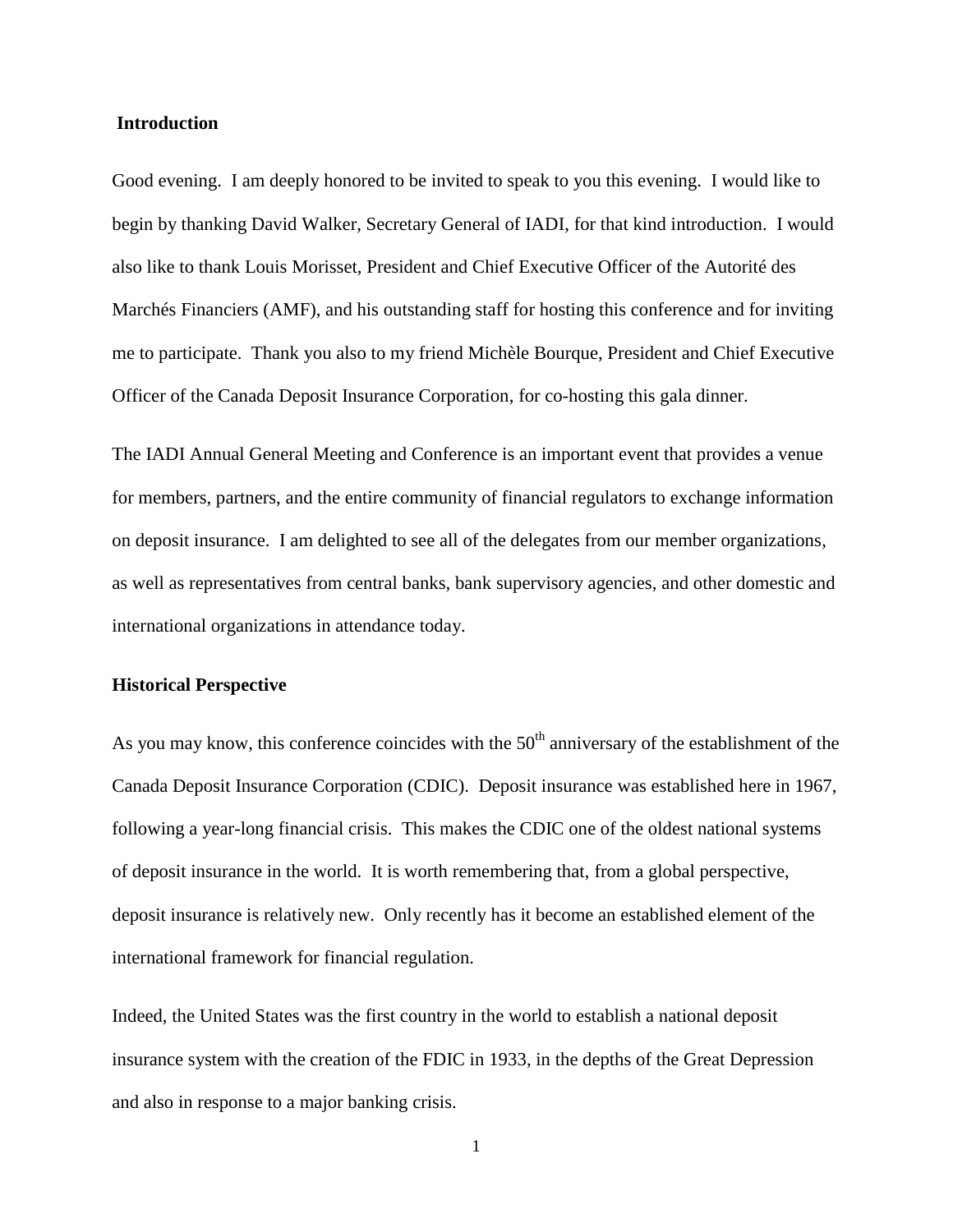## Introduction

Good evening. I am deeply honored to be invited to speak to you this evening. I would like to begin by thanking David Walker, Secretary General of IADI, for that kind introduction. I would also like to thank Louis Morisset, President and Chief Executive Officer of the Autorité des Marchés Financiers (AMF), and his outstanding staff for hosting this conference and for inviting me to participate. Thank you also to my friend Michèle Bourque, President and Chief Executive Officer of the Canada Deposit Insurance Corporation, for co-hosting this gala dinner.

The IADI Annual General Meeting and Conference is an important event that provides a venue for members, partners, and the entire community of financial regulators to exchange information on deposit insurance. I am delighted to see all of the delegates from our member organizations, as well as representatives from central banks, bank supervisory agencies, and other domestic and international organizations in attendance today.

## Historical Perspective

As you may know, this conference coincides with the 50th anniversary of the establishment of the Canada Deposit Insurance Corporation (CDIC). Deposit insurance was established here in 1967, following a year-long financial crisis. This makes the CDIC one of the oldest national systems of deposit insurance in the world. It is worth remembering that, from a global perspective, deposit insurance is relatively new. Only recently has it become an established element of the international framework for financial regulation.

Indeed, the United States was the first country in the world to establish a national deposit insurance system with the creation of the FDIC in 1933, in the depths of the Great Depression and also in response to a major banking crisis.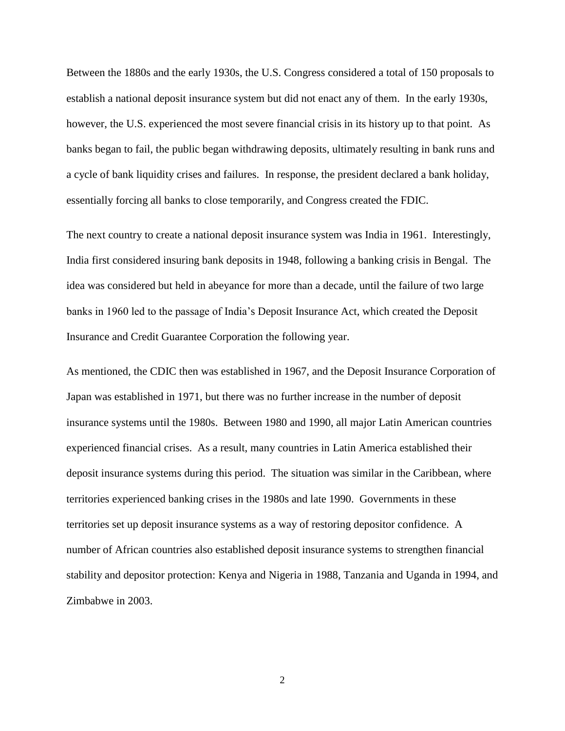Between the 1880s and the early 1930s, the U.S. Congress considered a total of 150 proposals to establish a national deposit insurance system but did not enact any of them. In the early 1930s, however, the U.S. experienced the most severe financial crisis in its history up to that point. As banks began to fail, the public began withdrawing deposits, ultimately resulting in bank runs and a cycle of bank liquidity crises and failures. In response, the president declared a bank holiday, essentially forcing all banks to close temporarily, and Congress created the FDIC.

The next country to create a national deposit insurance system was India in 1961. Interestingly, India first considered insuring bank deposits in 1948, following a banking crisis in Bengal. The idea was considered but held in abeyance for more than a decade, until the failure of two large banks in 1960 led to the passage of India's Deposit Insurance Act, which created the Deposit Insurance and Credit Guarantee Corporation the following year.

As mentioned, the CDIC then was established in 1967, and the Deposit Insurance Corporation of Japan was established in 1971, but there was no further increase in the number of deposit insurance systems until the 1980s. Between 1980 and 1990, all major Latin American countries experienced financial crises. As a result, many countries in Latin America established their deposit insurance systems during this period. The situation was similar in the Caribbean, where territories experienced banking crises in the 1980s and late 1990. Governments in these territories set up deposit insurance systems as a way of restoring depositor confidence. A number of African countries also established deposit insurance systems to strengthen financial stability and depositor protection: Kenya and Nigeria in 1988, Tanzania and Uganda in 1994, and Zimbabwe in 2003.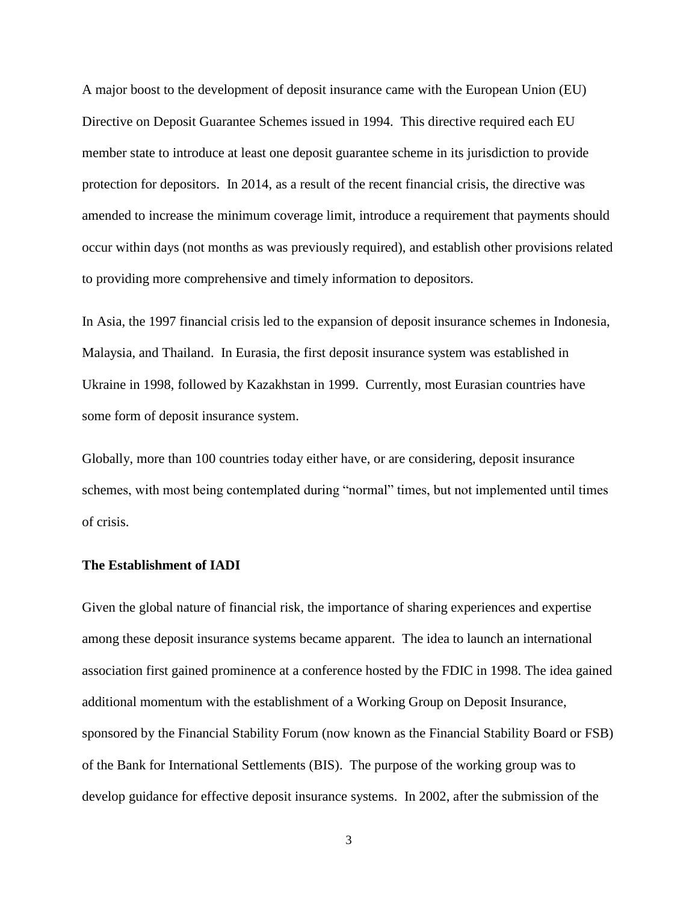A major boost to the development of deposit insurance came with the European Union (EU) Directive on Deposit Guarantee Schemes issued in 1994. This directive required each EU member state to introduce at least one deposit guarantee scheme in its jurisdiction to provide protection for depositors. In 2014, as a result of the recent financial crisis, the directive was amended to increase the minimum coverage limit, introduce a requirement that payments should occur within days (not months as was previously required), and establish other provisions related to providing more comprehensive and timely information to depositors.

In Asia, the 1997 financial crisis led to the expansion of deposit insurance schemes in Indonesia, Malaysia, and Thailand. In Eurasia, the first deposit insurance system was established in Ukraine in 1998, followed by Kazakhstan in 1999. Currently, most Eurasian countries have some form of deposit insurance system.

Globally, more than 100 countries today either have, or are considering, deposit insurance schemes, with most being contemplated during "normal" times, but not implemented until times of crisis.

**The Establishment of IADI**

Given the global nature of financial risk, the importance of sharing experiences and expertise among these deposit insurance systems became apparent. The idea to launch an international association first gained prominence at a conference hosted by the FDIC in 1998. The idea gained additional momentum with the establishment of a Working Group on Deposit Insurance, sponsored by the Financial Stability Forum (now known as the Financial Stability Board or FSB) of the Bank for International Settlements (BIS). The purpose of the working group was to develop guidance for effective deposit insurance systems. In 2002, after the submission of the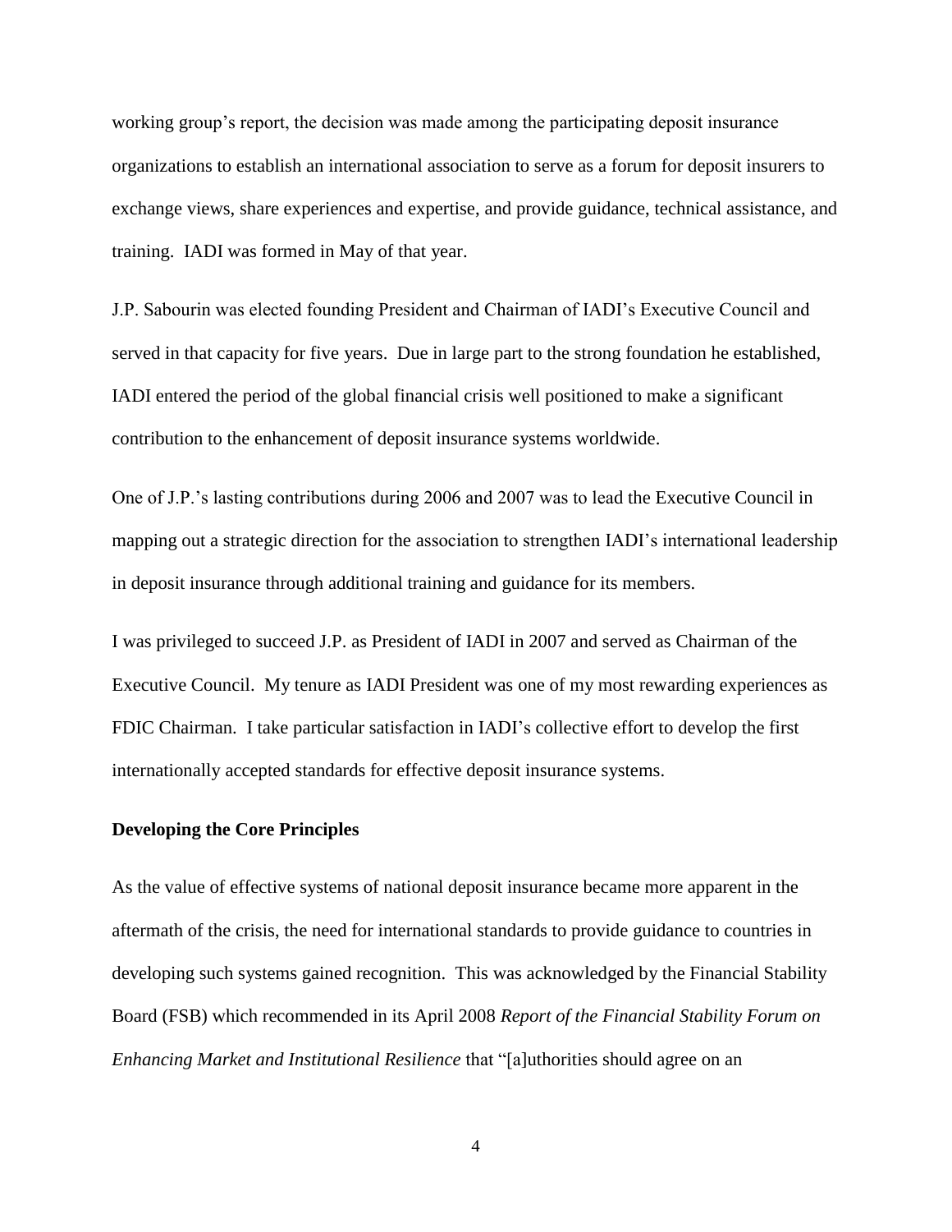working group's report, the decision was made among the participating deposit insurance organizations to establish an international association to serve as a forum for deposit insurers to exchange views, share experiences and expertise, and provide guidance, technical assistance, and training. IADI was formed in May of that year.

J.P. Sabourin was elected founding President and Chairman of IADI's Executive Council and served in that capacity for five years. Due in large part to the strong foundation he established, IADI entered the period of the global financial crisis well positioned to make a significant contribution to the enhancement of deposit insurance systems worldwide.

One of J.P.'s lasting contributions during 2006 and 2007 was to lead the Executive Council in mapping out a strategic direction for the association to strengthen IADI's international leadership in deposit insurance through additional training and guidance for its members.

I was privileged to succeed J.P. as President of IADI in 2007 and served as Chairman of the Executive Council. My tenure as IADI President was one of my most rewarding experiences as FDIC Chairman. I take particular satisfaction in IADI's collective effort to develop the first internationally accepted standards for effective deposit insurance systems.

**Developing the Core Principles**

As the value of effective systems of national deposit insurance became more apparent in the aftermath of the crisis, the need for international standards to provide guidance to countries in developing such systems gained recognition. This was acknowledged by the Financial Stability Board (FSB) which recommended in its April 2008 *Report of the Financial Stability Forum on Enhancing Market and Institutional Resilience* that "[a]uthorities should agree on an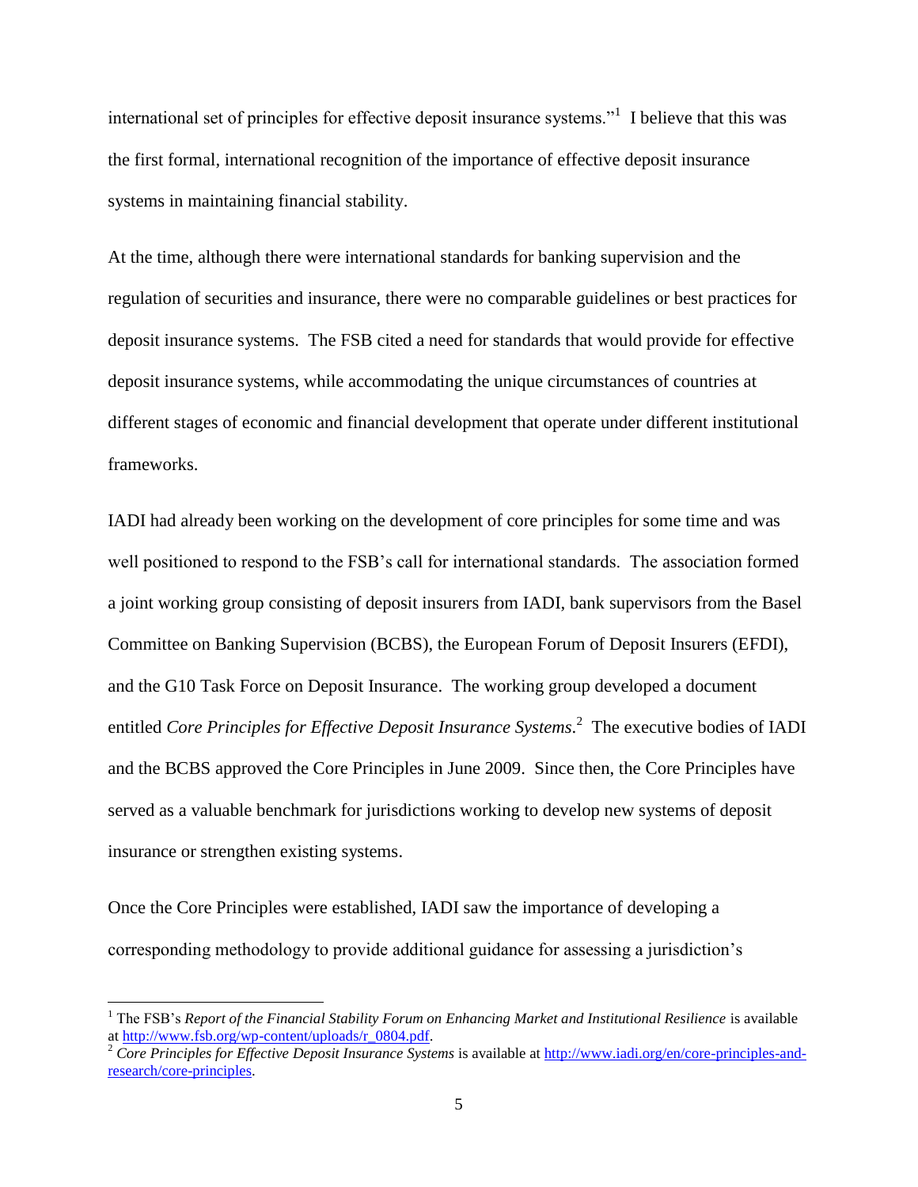international set of principles for effective deposit insurance systems."[1] I believe that this was the first formal, international recognition of the importance of effective deposit insurance systems in maintaining financial stability.

At the time, although there were international standards for banking supervision and the regulation of securities and insurance, there were no comparable guidelines or best practices for deposit insurance systems. The FSB cited a need for standards that would provide for effective deposit insurance systems, while accommodating the unique circumstances of countries at different stages of economic and financial development that operate under different institutional frameworks.

IADI had already been working on the development of core principles for some time and was well positioned to respond to the FSB's call for international standards. The association formed a joint working group consisting of deposit insurers from IADI, bank supervisors from the Basel Committee on Banking Supervision (BCBS), the European Forum of Deposit Insurers (EFDI), and the G10 Task Force on Deposit Insurance. The working group developed a document entitled *Core Principles for Effective Deposit Insurance Systems*.[2] The executive bodies of IADI and the BCBS approved the Core Principles in June 2009. Since then, the Core Principles have served as a valuable benchmark for jurisdictions working to develop new systems of deposit insurance or strengthen existing systems.

Once the Core Principles were established, IADI saw the importance of developing a corresponding methodology to provide additional guidance for assessing a jurisdiction's

---

[1] The FSB's *Report of the Financial Stability Forum on Enhancing Market and Institutional Resilience* is available at http://www.fsb.org/wp-content/uploads/r_0804.pdf.

[2] *Core Principles for Effective Deposit Insurance Systems* is available at http://www.iadi.org/en/core-principles-and-research/core-principles.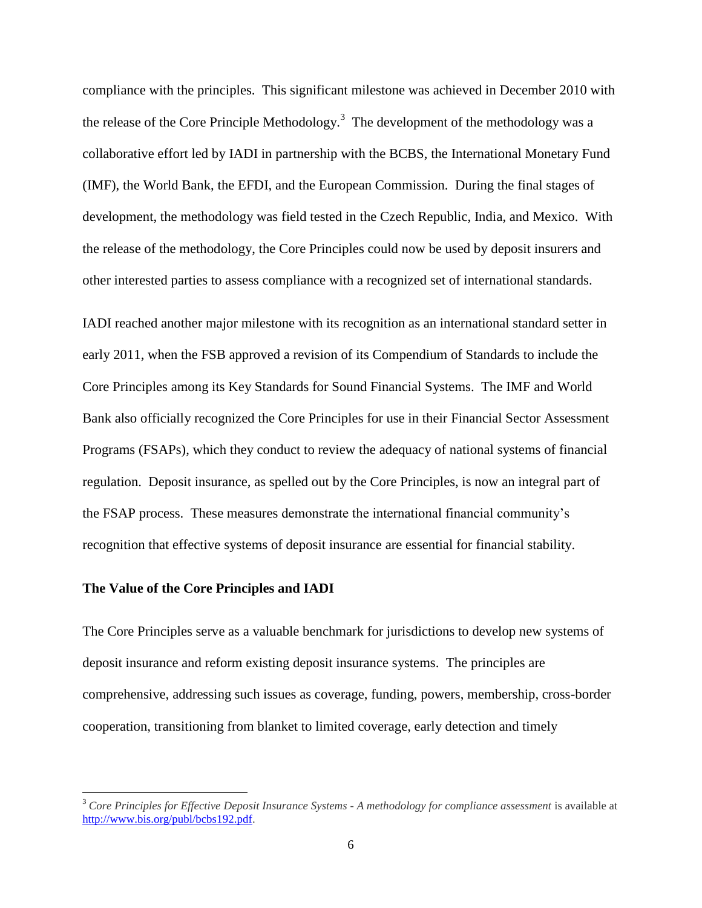compliance with the principles. This significant milestone was achieved in December 2010 with the release of the Core Principle Methodology.[3] The development of the methodology was a collaborative effort led by IADI in partnership with the BCBS, the International Monetary Fund (IMF), the World Bank, the EFDI, and the European Commission. During the final stages of development, the methodology was field tested in the Czech Republic, India, and Mexico. With the release of the methodology, the Core Principles could now be used by deposit insurers and other interested parties to assess compliance with a recognized set of international standards.

IADI reached another major milestone with its recognition as an international standard setter in early 2011, when the FSB approved a revision of its Compendium of Standards to include the Core Principles among its Key Standards for Sound Financial Systems. The IMF and World Bank also officially recognized the Core Principles for use in their Financial Sector Assessment Programs (FSAPs), which they conduct to review the adequacy of national systems of financial regulation. Deposit insurance, as spelled out by the Core Principles, is now an integral part of the FSAP process. These measures demonstrate the international financial community's recognition that effective systems of deposit insurance are essential for financial stability.

**The Value of the Core Principles and IADI**

The Core Principles serve as a valuable benchmark for jurisdictions to develop new systems of deposit insurance and reform existing deposit insurance systems. The principles are comprehensive, addressing such issues as coverage, funding, powers, membership, cross-border cooperation, transitioning from blanket to limited coverage, early detection and timely

---

[3] *Core Principles for Effective Deposit Insurance Systems - A methodology for compliance assessment* is available at http://www.bis.org/publ/bcbs192.pdf.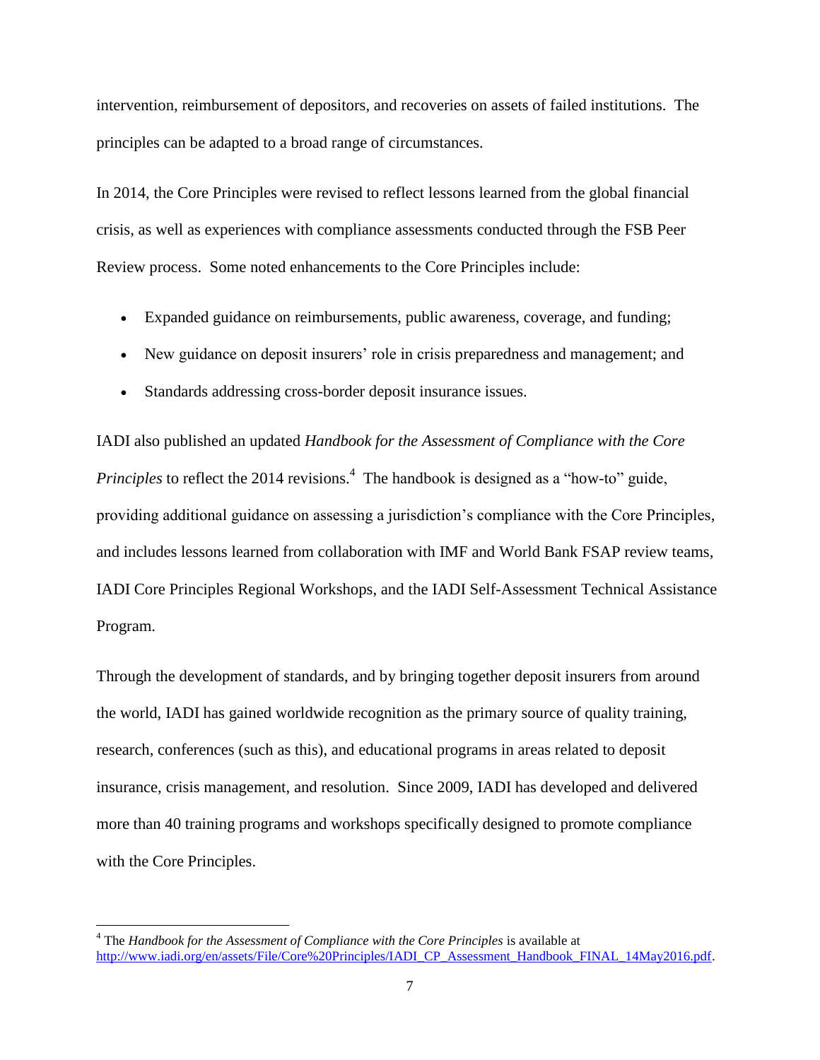intervention, reimbursement of depositors, and recoveries on assets of failed institutions. The principles can be adapted to a broad range of circumstances.

In 2014, the Core Principles were revised to reflect lessons learned from the global financial crisis, as well as experiences with compliance assessments conducted through the FSB Peer Review process. Some noted enhancements to the Core Principles include:

- Expanded guidance on reimbursements, public awareness, coverage, and funding;
- New guidance on deposit insurers' role in crisis preparedness and management; and
- Standards addressing cross-border deposit insurance issues.

IADI also published an updated *Handbook for the Assessment of Compliance with the Core Principles* to reflect the 2014 revisions.[4] The handbook is designed as a "how-to" guide, providing additional guidance on assessing a jurisdiction's compliance with the Core Principles, and includes lessons learned from collaboration with IMF and World Bank FSAP review teams, IADI Core Principles Regional Workshops, and the IADI Self-Assessment Technical Assistance Program.

Through the development of standards, and by bringing together deposit insurers from around the world, IADI has gained worldwide recognition as the primary source of quality training, research, conferences (such as this), and educational programs in areas related to deposit insurance, crisis management, and resolution. Since 2009, IADI has developed and delivered more than 40 training programs and workshops specifically designed to promote compliance with the Core Principles.

---

[4] The *Handbook for the Assessment of Compliance with the Core Principles* is available at http://www.iadi.org/en/assets/File/Core%20Principles/IADI_CP_Assessment_Handbook_FINAL_14May2016.pdf.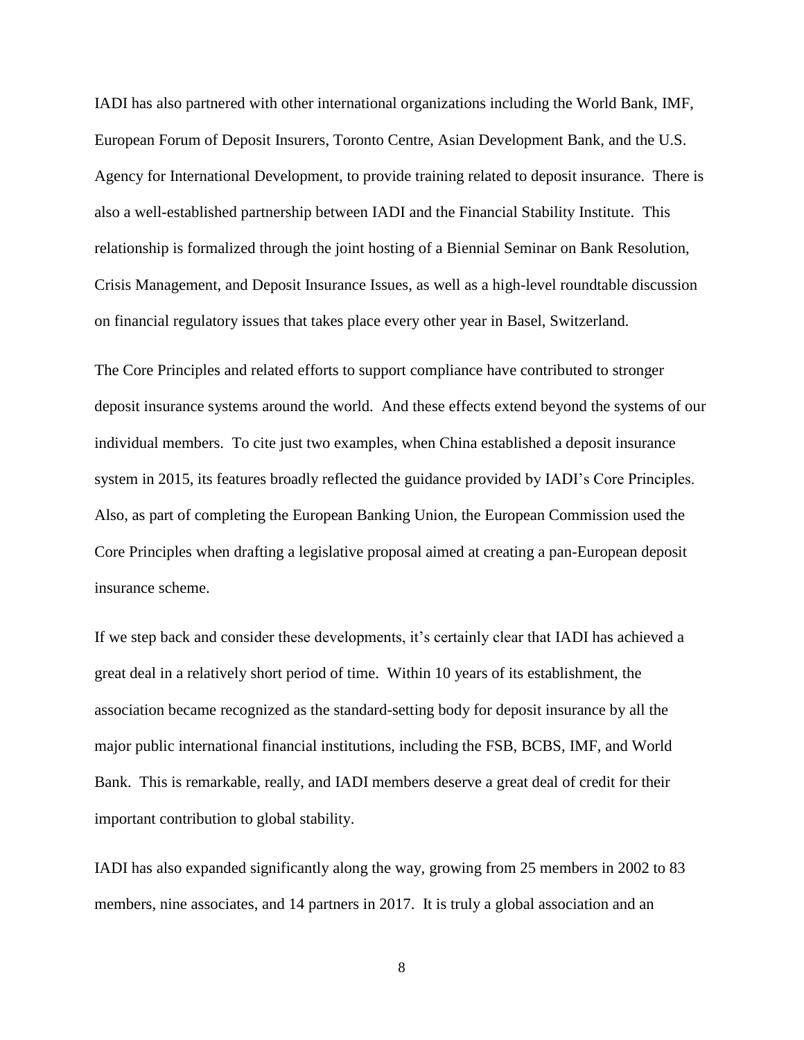IADI has also partnered with other international organizations including the World Bank, IMF, European Forum of Deposit Insurers, Toronto Centre, Asian Development Bank, and the U.S. Agency for International Development, to provide training related to deposit insurance. There is also a well-established partnership between IADI and the Financial Stability Institute. This relationship is formalized through the joint hosting of a Biennial Seminar on Bank Resolution, Crisis Management, and Deposit Insurance Issues, as well as a high-level roundtable discussion on financial regulatory issues that takes place every other year in Basel, Switzerland.

The Core Principles and related efforts to support compliance have contributed to stronger deposit insurance systems around the world. And these effects extend beyond the systems of our individual members. To cite just two examples, when China established a deposit insurance system in 2015, its features broadly reflected the guidance provided by IADI's Core Principles. Also, as part of completing the European Banking Union, the European Commission used the Core Principles when drafting a legislative proposal aimed at creating a pan-European deposit insurance scheme.

If we step back and consider these developments, it's certainly clear that IADI has achieved a great deal in a relatively short period of time. Within 10 years of its establishment, the association became recognized as the standard-setting body for deposit insurance by all the major public international financial institutions, including the FSB, BCBS, IMF, and World Bank. This is remarkable, really, and IADI members deserve a great deal of credit for their important contribution to global stability.

IADI has also expanded significantly along the way, growing from 25 members in 2002 to 83 members, nine associates, and 14 partners in 2017. It is truly a global association and an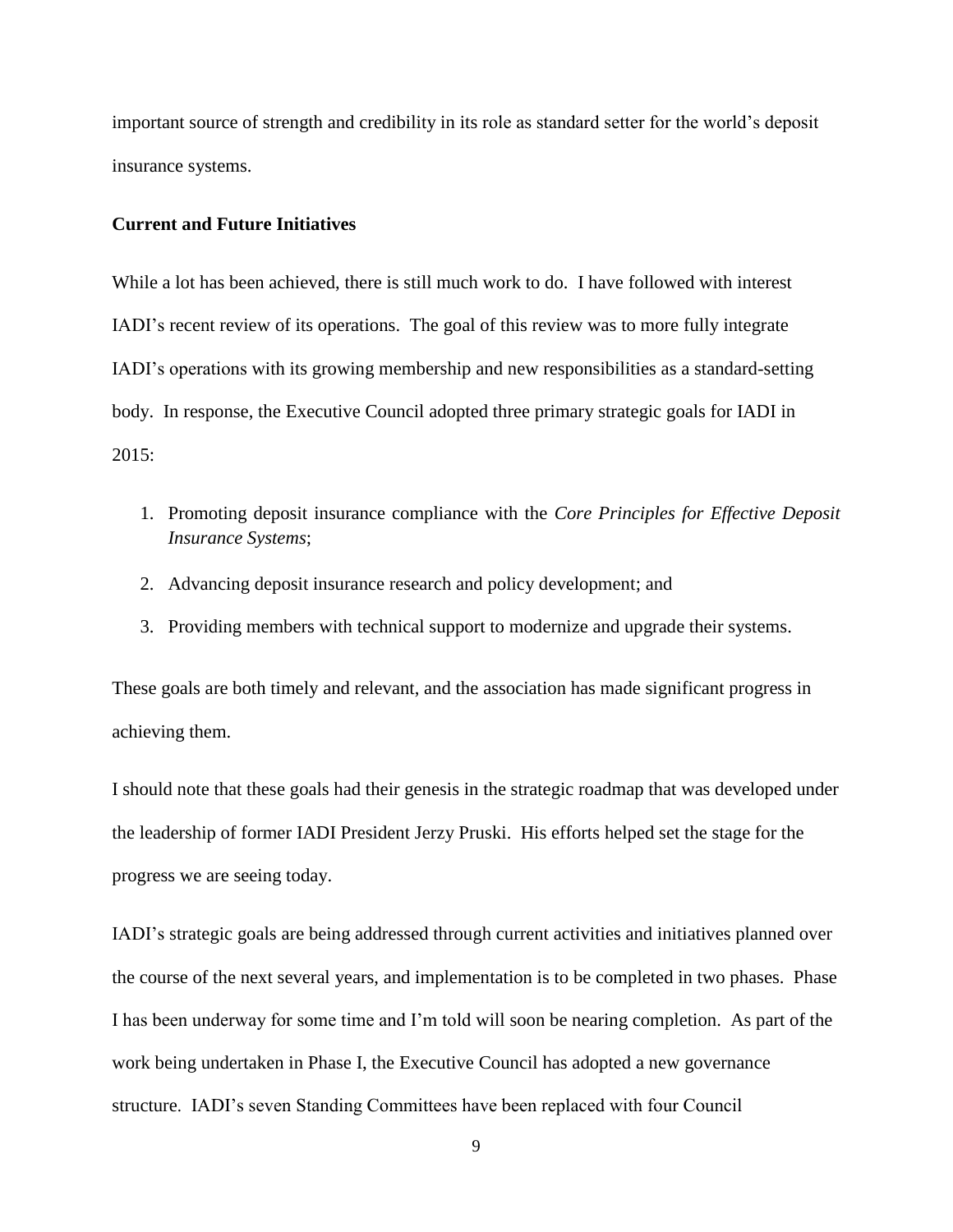important source of strength and credibility in its role as standard setter for the world's deposit insurance systems.

**Current and Future Initiatives**

While a lot has been achieved, there is still much work to do. I have followed with interest IADI's recent review of its operations. The goal of this review was to more fully integrate IADI's operations with its growing membership and new responsibilities as a standard-setting body. In response, the Executive Council adopted three primary strategic goals for IADI in 2015:

1. Promoting deposit insurance compliance with the *Core Principles for Effective Deposit Insurance Systems*;
2. Advancing deposit insurance research and policy development; and
3. Providing members with technical support to modernize and upgrade their systems.

These goals are both timely and relevant, and the association has made significant progress in achieving them.

I should note that these goals had their genesis in the strategic roadmap that was developed under the leadership of former IADI President Jerzy Pruski. His efforts helped set the stage for the progress we are seeing today.

IADI's strategic goals are being addressed through current activities and initiatives planned over the course of the next several years, and implementation is to be completed in two phases. Phase I has been underway for some time and I'm told will soon be nearing completion. As part of the work being undertaken in Phase I, the Executive Council has adopted a new governance structure. IADI's seven Standing Committees have been replaced with four Council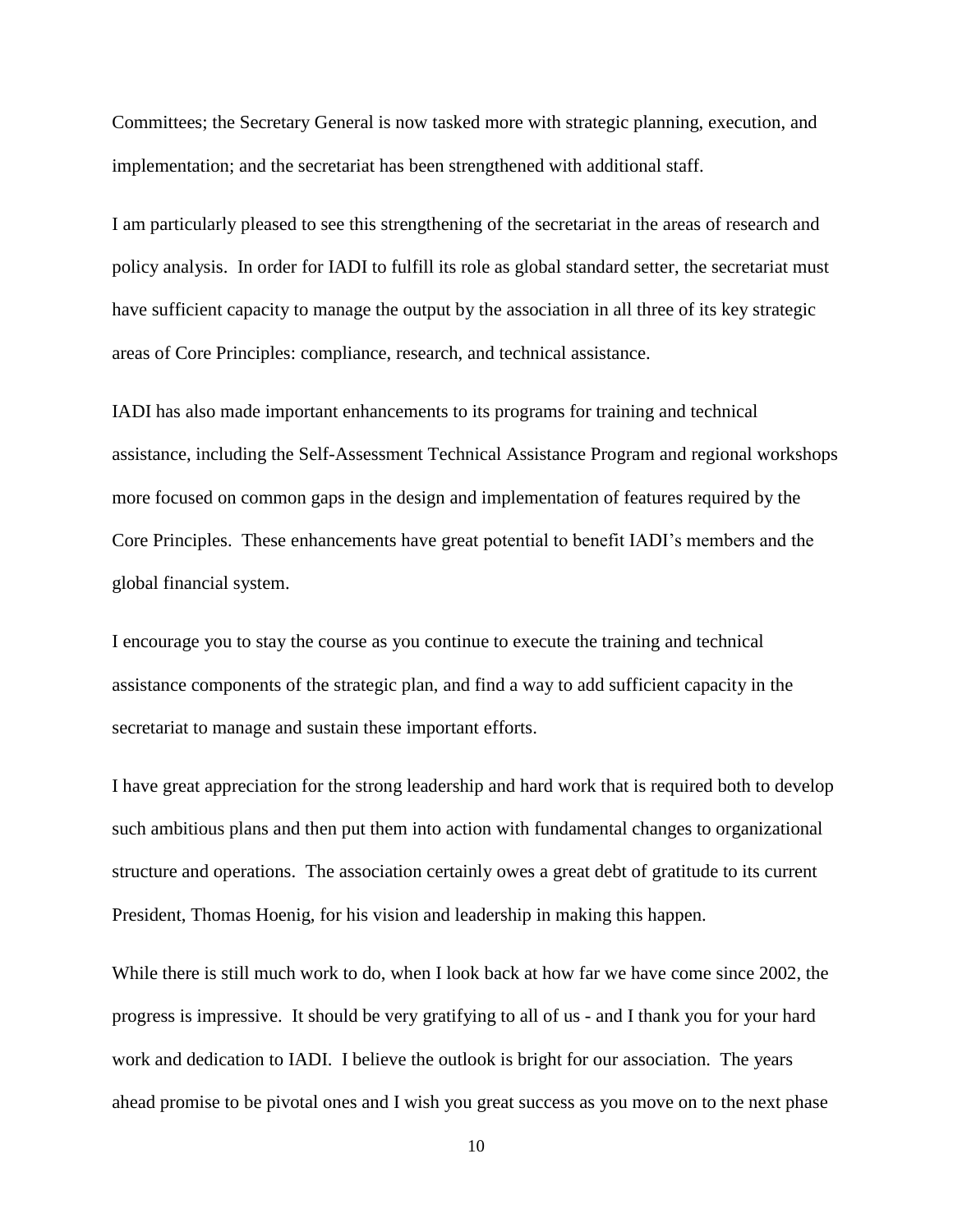Committees; the Secretary General is now tasked more with strategic planning, execution, and implementation; and the secretariat has been strengthened with additional staff.

I am particularly pleased to see this strengthening of the secretariat in the areas of research and policy analysis. In order for IADI to fulfill its role as global standard setter, the secretariat must have sufficient capacity to manage the output by the association in all three of its key strategic areas of Core Principles: compliance, research, and technical assistance.

IADI has also made important enhancements to its programs for training and technical assistance, including the Self-Assessment Technical Assistance Program and regional workshops more focused on common gaps in the design and implementation of features required by the Core Principles. These enhancements have great potential to benefit IADI's members and the global financial system.

I encourage you to stay the course as you continue to execute the training and technical assistance components of the strategic plan, and find a way to add sufficient capacity in the secretariat to manage and sustain these important efforts.

I have great appreciation for the strong leadership and hard work that is required both to develop such ambitious plans and then put them into action with fundamental changes to organizational structure and operations. The association certainly owes a great debt of gratitude to its current President, Thomas Hoenig, for his vision and leadership in making this happen.

While there is still much work to do, when I look back at how far we have come since 2002, the progress is impressive. It should be very gratifying to all of us - and I thank you for your hard work and dedication to IADI. I believe the outlook is bright for our association. The years ahead promise to be pivotal ones and I wish you great success as you move on to the next phase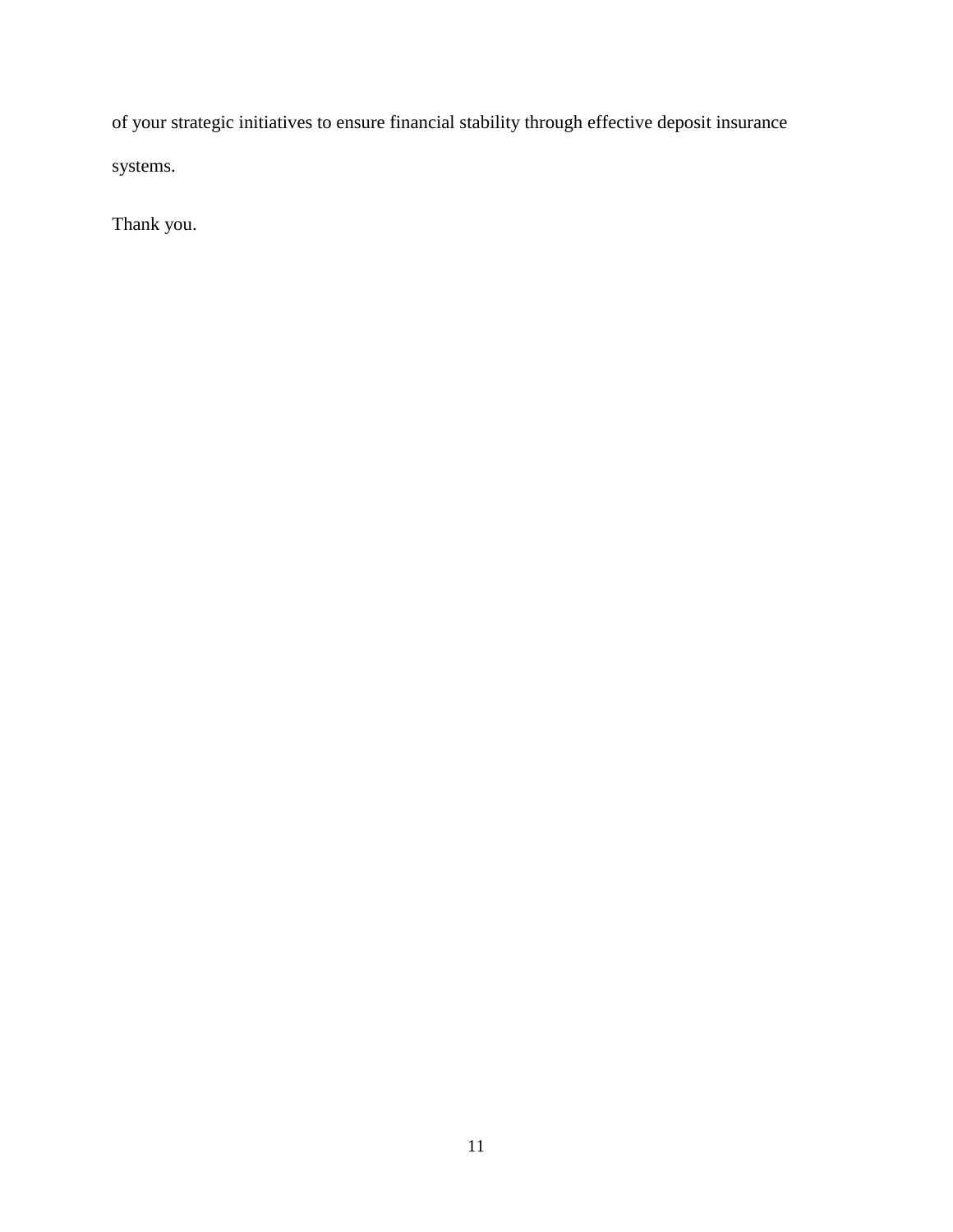of your strategic initiatives to ensure financial stability through effective deposit insurance systems.

Thank you.